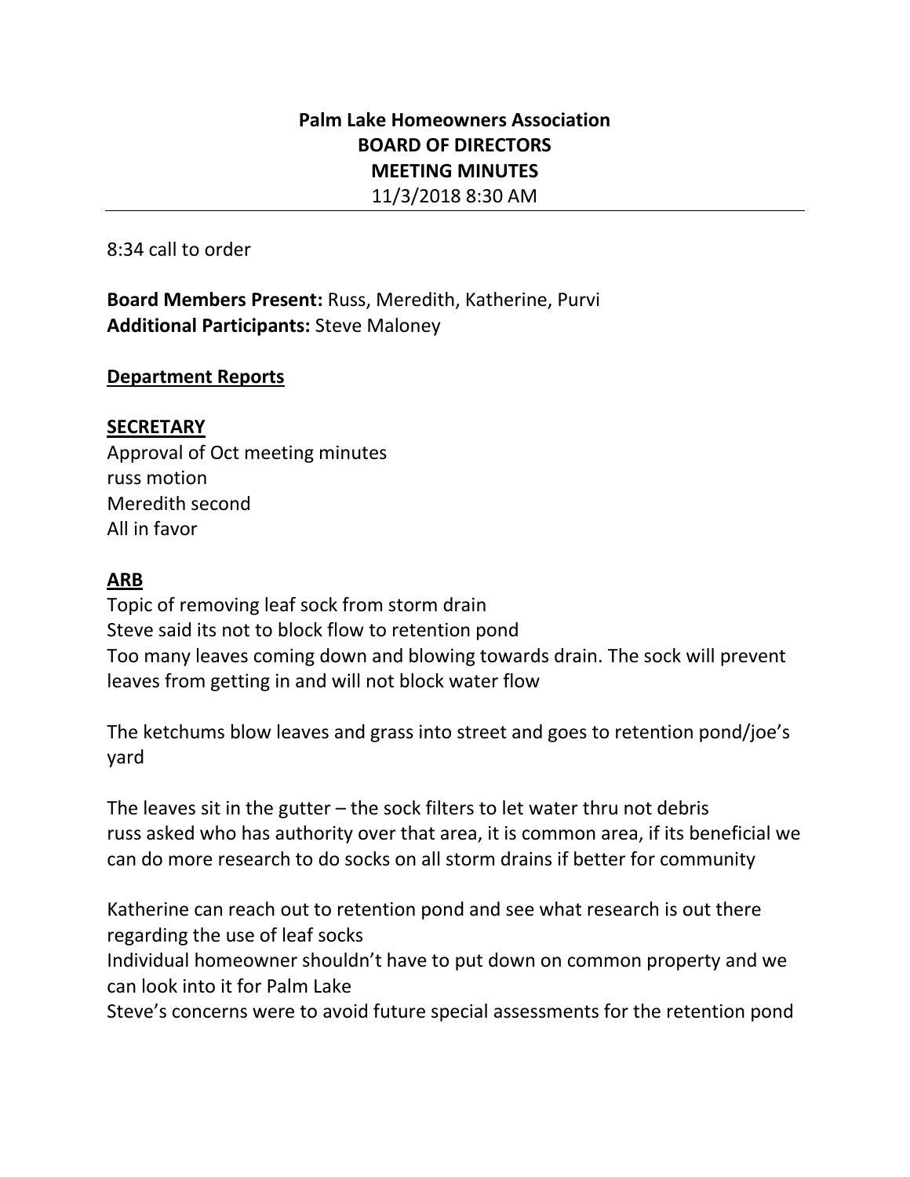# Palm Lake Homeowners Association
# BOARD OF DIRECTORS
# MEETING MINUTES

11/3/2018 8:30 AM

---

8:34 call to order

**Board Members Present:** Russ, Meredith, Katherine, Purvi
**Additional Participants:** Steve Maloney

**<u>Department Reports</u>**

**<u>SECRETARY</u>**

Approval of Oct meeting minutes
russ motion
Meredith second
All in favor

**<u>ARB</u>**

Topic of removing leaf sock from storm drain
Steve said its not to block flow to retention pond
Too many leaves coming down and blowing towards drain. The sock will prevent leaves from getting in and will not block water flow

The ketchums blow leaves and grass into street and goes to retention pond/joe's yard

The leaves sit in the gutter – the sock filters to let water thru not debris
russ asked who has authority over that area, it is common area, if its beneficial we can do more research to do socks on all storm drains if better for community

Katherine can reach out to retention pond and see what research is out there regarding the use of leaf socks
Individual homeowner shouldn't have to put down on common property and we can look into it for Palm Lake
Steve's concerns were to avoid future special assessments for the retention pond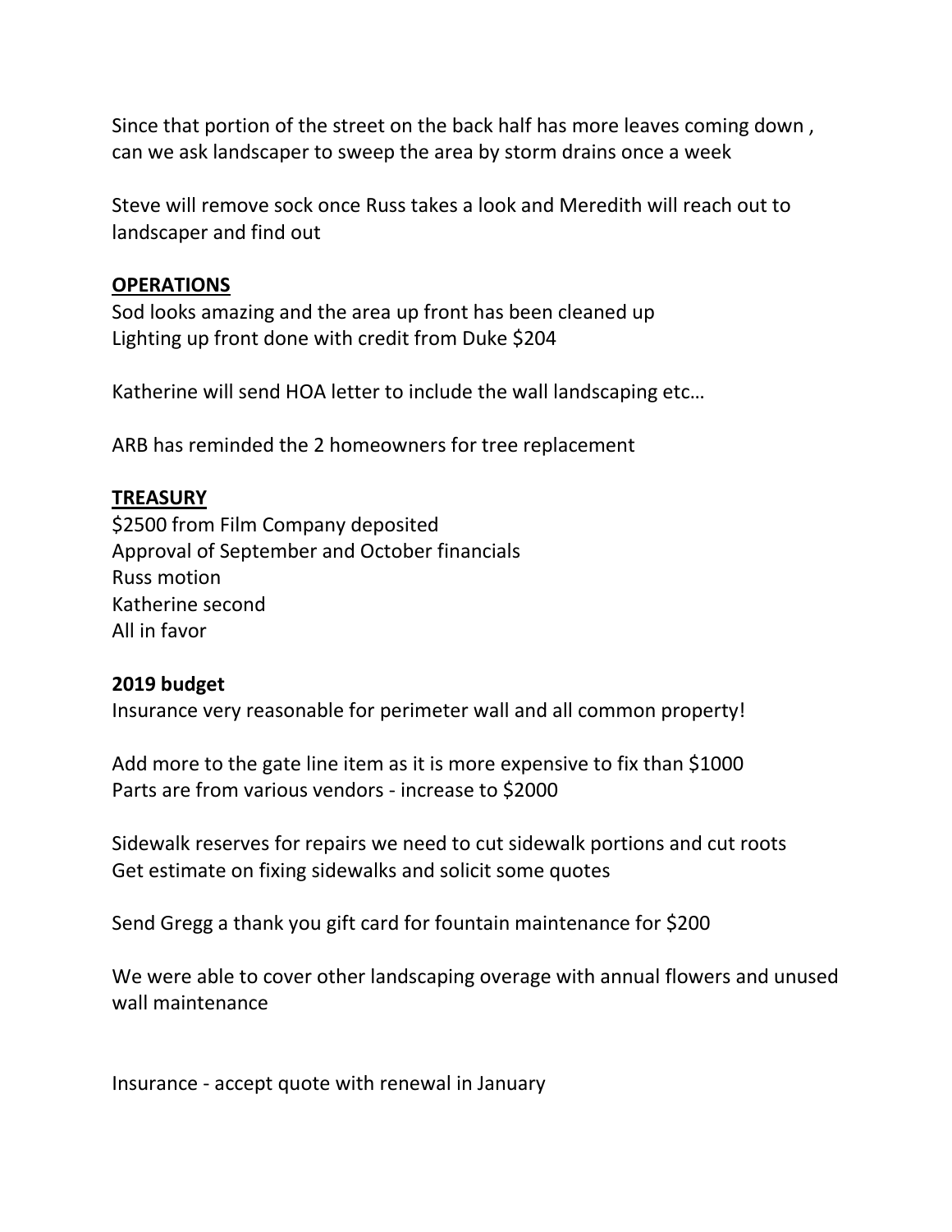Since that portion of the street on the back half has more leaves coming down , can we ask landscaper to sweep the area by storm drains once a week

Steve will remove sock once Russ takes a look and Meredith will reach out to landscaper and find out

**OPERATIONS**

Sod looks amazing and the area up front has been cleaned up
Lighting up front done with credit from Duke $204

Katherine will send HOA letter to include the wall landscaping etc…

ARB has reminded the 2 homeowners for tree replacement

**TREASURY**

$2500 from Film Company deposited
Approval of September and October financials
Russ motion
Katherine second
All in favor

**2019 budget**

Insurance very reasonable for perimeter wall and all common property!

Add more to the gate line item as it is more expensive to fix than $1000
Parts are from various vendors - increase to $2000

Sidewalk reserves for repairs we need to cut sidewalk portions and cut roots
Get estimate on fixing sidewalks and solicit some quotes

Send Gregg a thank you gift card for fountain maintenance for $200

We were able to cover other landscaping overage with annual flowers and unused wall maintenance

Insurance - accept quote with renewal in January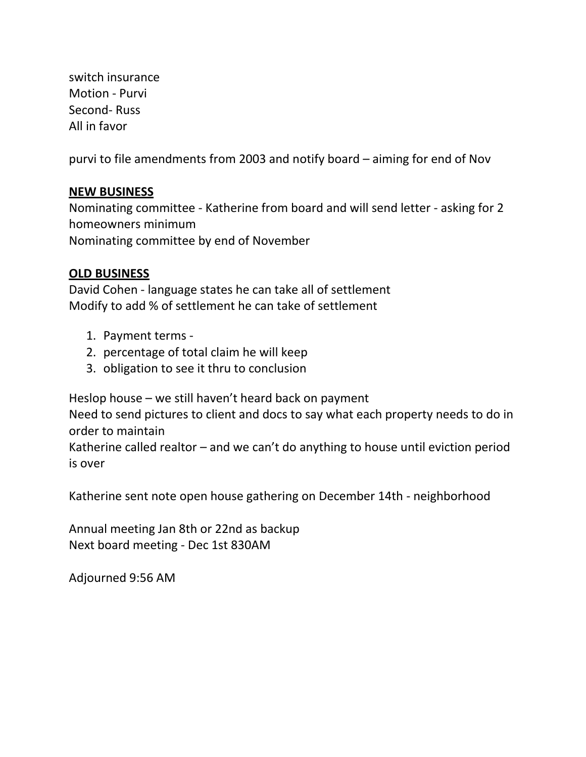switch insurance
Motion - Purvi
Second- Russ
All in favor

purvi to file amendments from 2003 and notify board – aiming for end of Nov

**NEW BUSINESS**

Nominating committee - Katherine from board and will send letter - asking for 2 homeowners minimum
Nominating committee by end of November

**OLD BUSINESS**

David Cohen - language states he can take all of settlement
Modify to add % of settlement he can take of settlement

1. Payment terms -
2. percentage of total claim he will keep
3. obligation to see it thru to conclusion

Heslop house – we still haven't heard back on payment
Need to send pictures to client and docs to say what each property needs to do in order to maintain
Katherine called realtor – and we can't do anything to house until eviction period is over

Katherine sent note open house gathering on December 14th - neighborhood

Annual meeting Jan 8th or 22nd as backup
Next board meeting - Dec 1st 830AM

Adjourned 9:56 AM